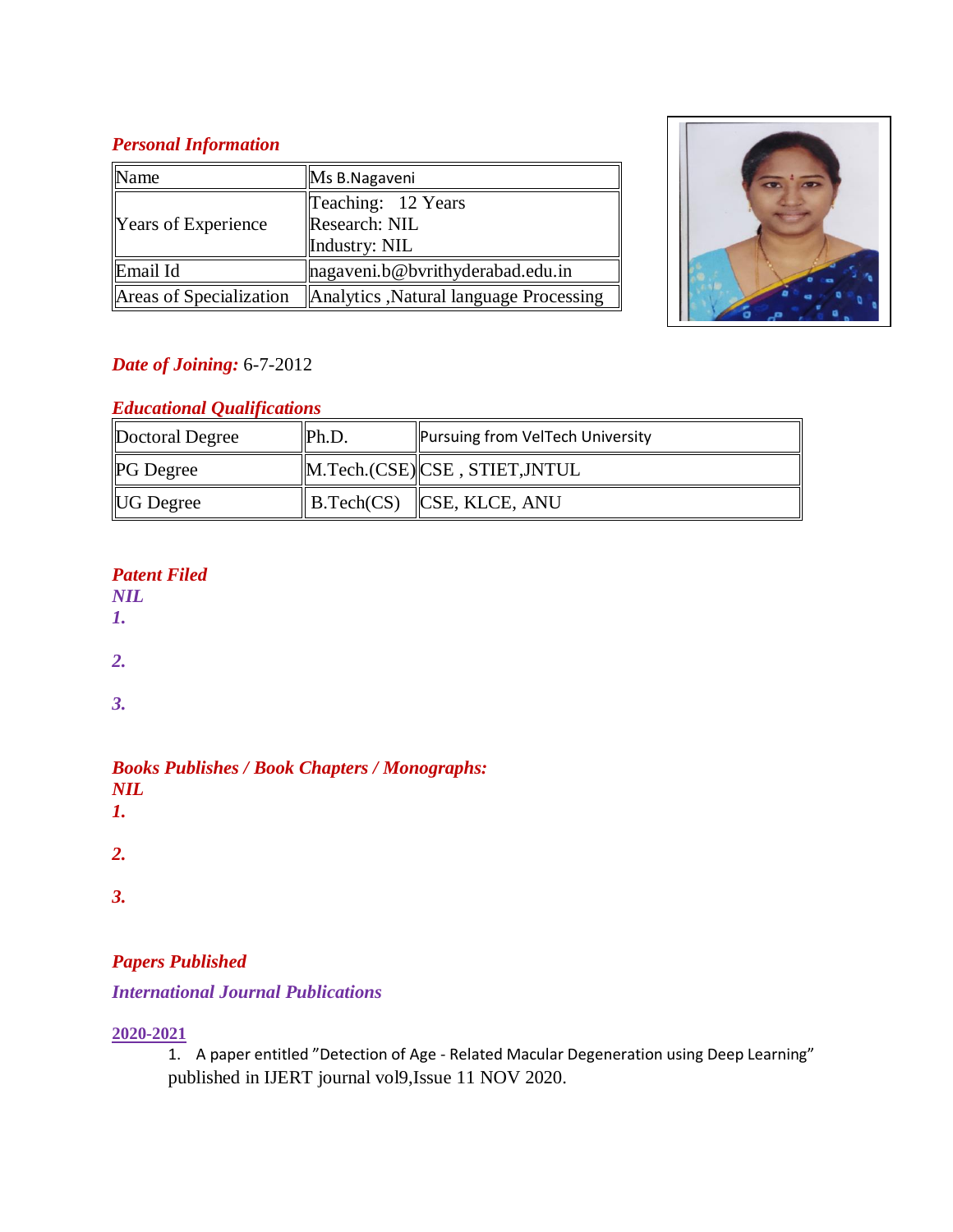## *Personal Information*

| Name | Ms B.Nagaveni |
|---|---|
| Years of Experience | Teaching: 12 Years<br>Research: NIL<br>Industry: NIL |
| Email Id | nagaveni.b@bvrithyderabad.edu.in |
| Areas of Specialization | Analytics ,Natural language Processing |

***Date of Joining:*** 6-7-2012

## *Educational Qualifications*

| Doctoral Degree | Ph.D. | Pursuing from VelTech University |
|---|---|---|
| PG Degree | M.Tech.(CSE) | CSE , STIET,JNTUL |
| UG Degree | B.Tech(CS) | CSE, KLCE, ANU |

## *Patent Filed*

***NIL***

***1.***

***2.***

***3.***

## *Books Publishes / Book Chapters / Monographs:*

***NIL***

***1.***

***2.***

***3.***

## *Papers Published*

### *International Journal Publications*

**2020-2021**

1. A paper entitled "Detection of Age - Related Macular Degeneration using Deep Learning" published in IJERT journal vol9,Issue 11 NOV 2020.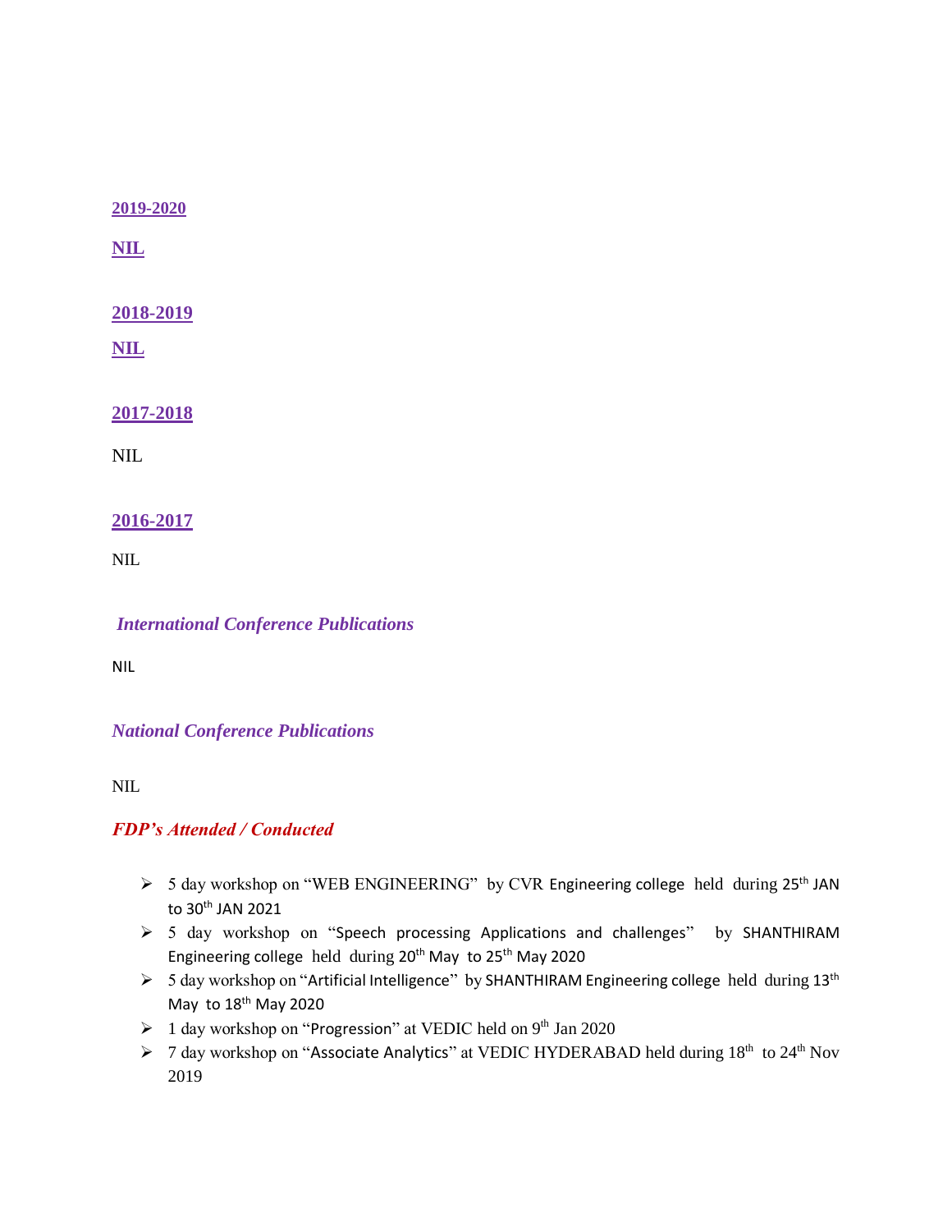**2019-2020**

**NIL**

**2018-2019**

**NIL**

**2017-2018**

NIL

**2016-2017**

NIL

***International Conference Publications***

NIL

***National Conference Publications***

NIL

***FDP's Attended / Conducted***

- 5 day workshop on "WEB ENGINEERING" by CVR Engineering college held during 25th JAN to 30th JAN 2021
- 5 day workshop on "Speech processing Applications and challenges" by SHANTHIRAM Engineering college held during 20th May to 25th May 2020
- 5 day workshop on "Artificial Intelligence" by SHANTHIRAM Engineering college held during 13th May to 18th May 2020
- 1 day workshop on "Progression" at VEDIC held on 9th Jan 2020
- 7 day workshop on "Associate Analytics" at VEDIC HYDERABAD held during 18th to 24th Nov 2019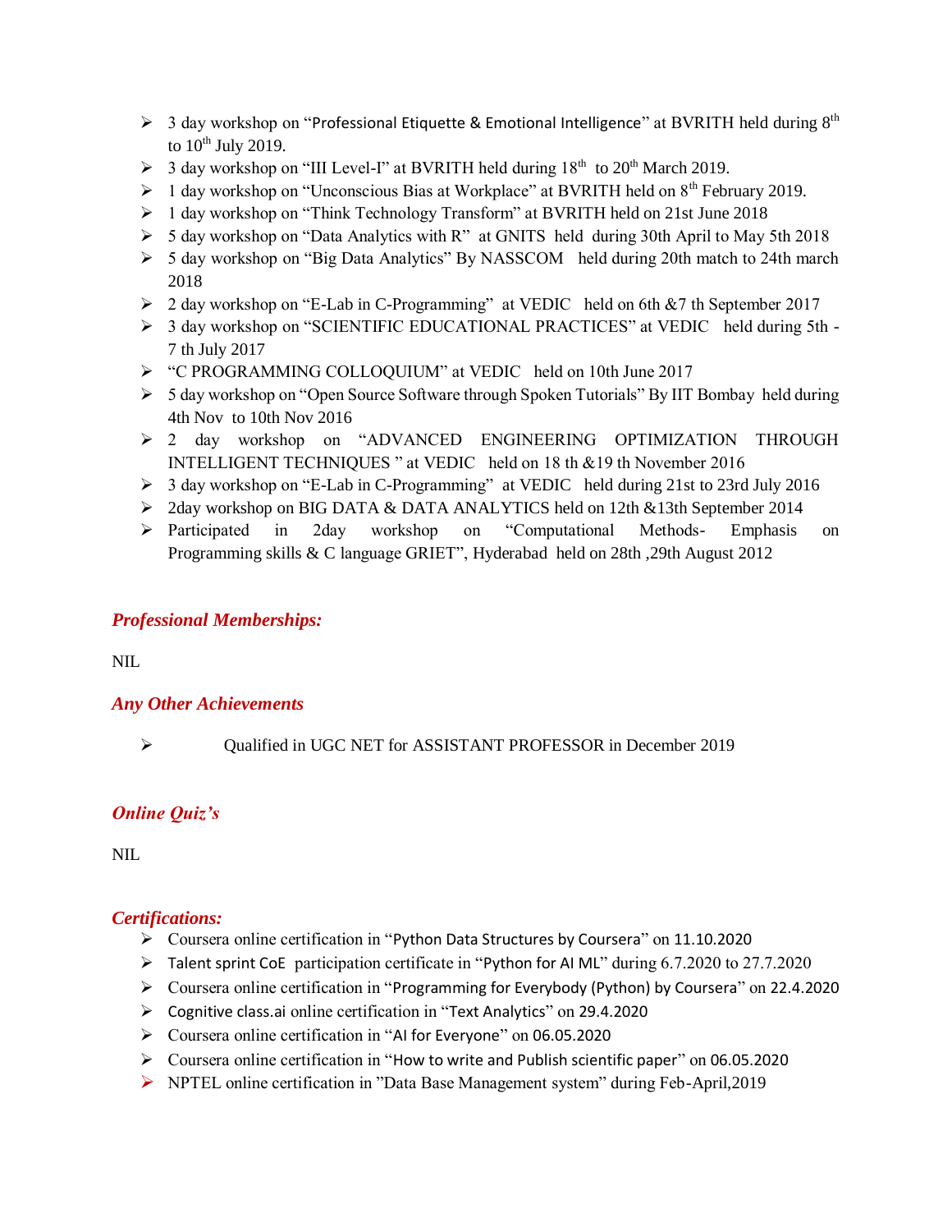- 3 day workshop on "Professional Etiquette & Emotional Intelligence" at BVRITH held during 8th to 10th July 2019.
- 3 day workshop on "III Level-I" at BVRITH held during 18th to 20th March 2019.
- 1 day workshop on "Unconscious Bias at Workplace" at BVRITH held on 8th February 2019.
- 1 day workshop on "Think Technology Transform" at BVRITH held on 21st June 2018
- 5 day workshop on "Data Analytics with R" at GNITS held during 30th April to May 5th 2018
- 5 day workshop on "Big Data Analytics" By NASSCOM held during 20th match to 24th march 2018
- 2 day workshop on "E-Lab in C-Programming" at VEDIC held on 6th &7 th September 2017
- 3 day workshop on "SCIENTIFIC EDUCATIONAL PRACTICES" at VEDIC held during 5th - 7 th July 2017
- "C PROGRAMMING COLLOQUIUM" at VEDIC held on 10th June 2017
- 5 day workshop on "Open Source Software through Spoken Tutorials" By IIT Bombay held during 4th Nov to 10th Nov 2016
- 2 day workshop on "ADVANCED ENGINEERING OPTIMIZATION THROUGH INTELLIGENT TECHNIQUES " at VEDIC held on 18 th &19 th November 2016
- 3 day workshop on "E-Lab in C-Programming" at VEDIC held during 21st to 23rd July 2016
- 2day workshop on BIG DATA & DATA ANALYTICS held on 12th &13th September 2014
- Participated in 2day workshop on "Computational Methods- Emphasis on Programming skills & C language GRIET", Hyderabad held on 28th ,29th August 2012

### *Professional Memberships:*

NIL

### *Any Other Achievements*

- Qualified in UGC NET for ASSISTANT PROFESSOR in December 2019

### *Online Quiz's*

NIL

### *Certifications:*

- Coursera online certification in "Python Data Structures by Coursera" on 11.10.2020
- Talent sprint CoE participation certificate in "Python for AI ML" during 6.7.2020 to 27.7.2020
- Coursera online certification in "Programming for Everybody (Python) by Coursera" on 22.4.2020
- Cognitive class.ai online certification in "Text Analytics" on 29.4.2020
- Coursera online certification in "AI for Everyone" on 06.05.2020
- Coursera online certification in "How to write and Publish scientific paper" on 06.05.2020
- NPTEL online certification in "Data Base Management system" during Feb-April,2019